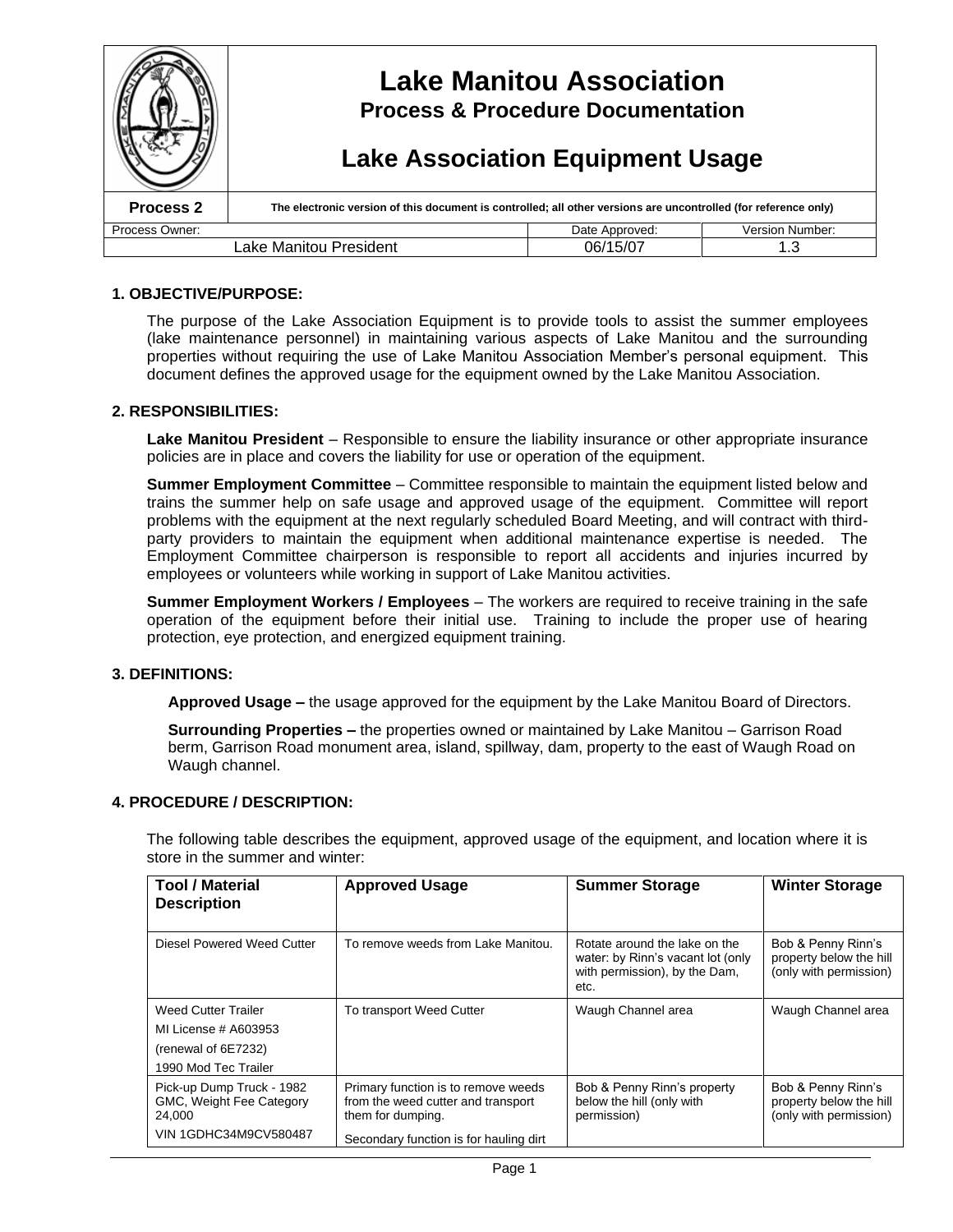# Lake Manitou Association

## Process & Procedure Documentation

## Lake Association Equipment Usage

| **Process 2** | **The electronic version of this document is controlled; all other versions are uncontrolled (for reference only)** | |
|---|---|---|
| Process Owner: | Date Approved: | Version Number: |
| Lake Manitou President | 06/15/07 | 1.3 |

### 1. OBJECTIVE/PURPOSE:

The purpose of the Lake Association Equipment is to provide tools to assist the summer employees (lake maintenance personnel) in maintaining various aspects of Lake Manitou and the surrounding properties without requiring the use of Lake Manitou Association Member's personal equipment. This document defines the approved usage for the equipment owned by the Lake Manitou Association.

### 2. RESPONSIBILITIES:

**Lake Manitou President** – Responsible to ensure the liability insurance or other appropriate insurance policies are in place and covers the liability for use or operation of the equipment.

**Summer Employment Committee** – Committee responsible to maintain the equipment listed below and trains the summer help on safe usage and approved usage of the equipment. Committee will report problems with the equipment at the next regularly scheduled Board Meeting, and will contract with third-party providers to maintain the equipment when additional maintenance expertise is needed. The Employment Committee chairperson is responsible to report all accidents and injuries incurred by employees or volunteers while working in support of Lake Manitou activities.

**Summer Employment Workers / Employees** – The workers are required to receive training in the safe operation of the equipment before their initial use. Training to include the proper use of hearing protection, eye protection, and energized equipment training.

### 3. DEFINITIONS:

**Approved Usage –** the usage approved for the equipment by the Lake Manitou Board of Directors.

**Surrounding Properties –** the properties owned or maintained by Lake Manitou – Garrison Road berm, Garrison Road monument area, island, spillway, dam, property to the east of Waugh Road on Waugh channel.

### 4. PROCEDURE / DESCRIPTION:

The following table describes the equipment, approved usage of the equipment, and location where it is store in the summer and winter:

| **Tool / Material Description** | **Approved Usage** | **Summer Storage** | **Winter Storage** |
|---|---|---|---|
| Diesel Powered Weed Cutter | To remove weeds from Lake Manitou. | Rotate around the lake on the water: by Rinn's vacant lot (only with permission), by the Dam, etc. | Bob & Penny Rinn's property below the hill (only with permission) |
| Weed Cutter Trailer<br>MI License # A603953<br>(renewal of 6E7232)<br>1990 Mod Tec Trailer | To transport Weed Cutter | Waugh Channel area | Waugh Channel area |
| Pick-up Dump Truck - 1982 GMC, Weight Fee Category 24,000<br>VIN 1GDHC34M9CV580487 | Primary function is to remove weeds from the weed cutter and transport them for dumping.<br>Secondary function is for hauling dirt | Bob & Penny Rinn's property below the hill (only with permission) | Bob & Penny Rinn's property below the hill (only with permission) |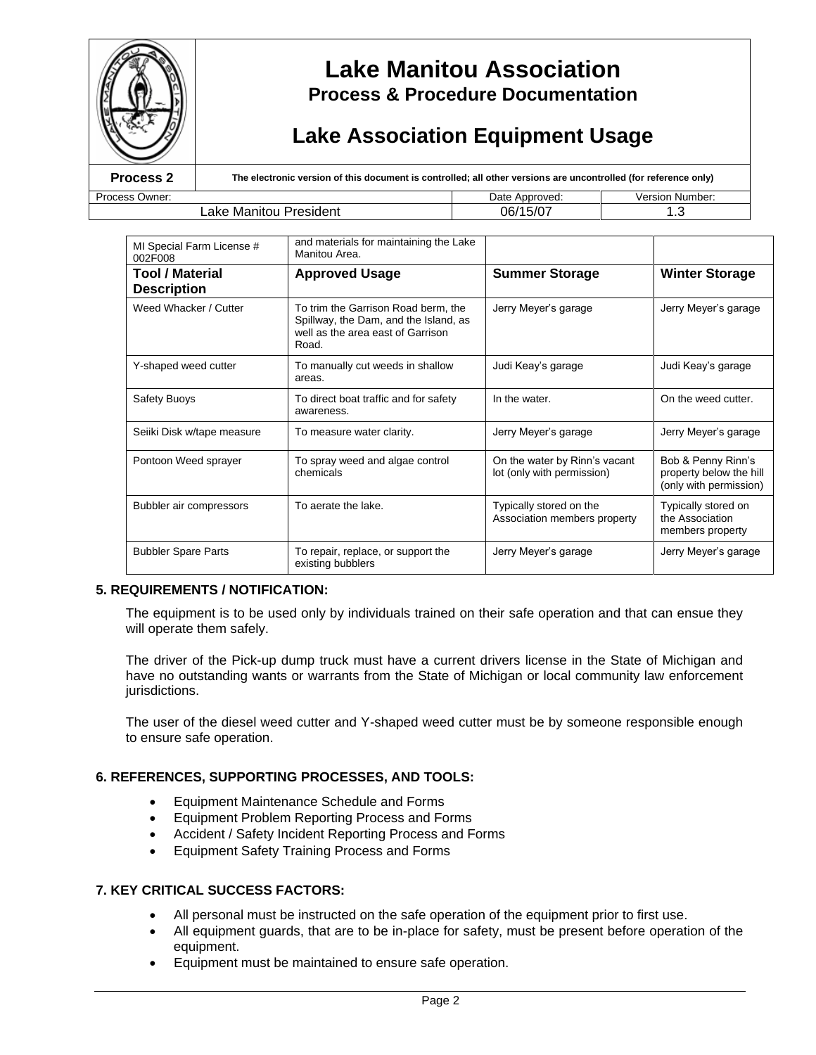| MI Special Farm License # 002F008 | and materials for maintaining the Lake Manitou Area. | | |
|---|---|---|---|
| **Tool / Material Description** | **Approved Usage** | **Summer Storage** | **Winter Storage** |
| Weed Whacker / Cutter | To trim the Garrison Road berm, the Spillway, the Dam, and the Island, as well as the area east of Garrison Road. | Jerry Meyer's garage | Jerry Meyer's garage |
| Y-shaped weed cutter | To manually cut weeds in shallow areas. | Judi Keay's garage | Judi Keay's garage |
| Safety Buoys | To direct boat traffic and for safety awareness. | In the water. | On the weed cutter. |
| Seiiki Disk w/tape measure | To measure water clarity. | Jerry Meyer's garage | Jerry Meyer's garage |
| Pontoon Weed sprayer | To spray weed and algae control chemicals | On the water by Rinn's vacant lot (only with permission) | Bob & Penny Rinn's property below the hill (only with permission) |
| Bubbler air compressors | To aerate the lake. | Typically stored on the Association members property | Typically stored on the Association members property |
| Bubbler Spare Parts | To repair, replace, or support the existing bubblers | Jerry Meyer's garage | Jerry Meyer's garage |

## 5. REQUIREMENTS / NOTIFICATION:

The equipment is to be used only by individuals trained on their safe operation and that can ensue they will operate them safely.

The driver of the Pick-up dump truck must have a current drivers license in the State of Michigan and have no outstanding wants or warrants from the State of Michigan or local community law enforcement jurisdictions.

The user of the diesel weed cutter and Y-shaped weed cutter must be by someone responsible enough to ensure safe operation.

## 6. REFERENCES, SUPPORTING PROCESSES, AND TOOLS:

- Equipment Maintenance Schedule and Forms
- Equipment Problem Reporting Process and Forms
- Accident / Safety Incident Reporting Process and Forms
- Equipment Safety Training Process and Forms

## 7. KEY CRITICAL SUCCESS FACTORS:

- All personal must be instructed on the safe operation of the equipment prior to first use.
- All equipment guards, that are to be in-place for safety, must be present before operation of the equipment.
- Equipment must be maintained to ensure safe operation.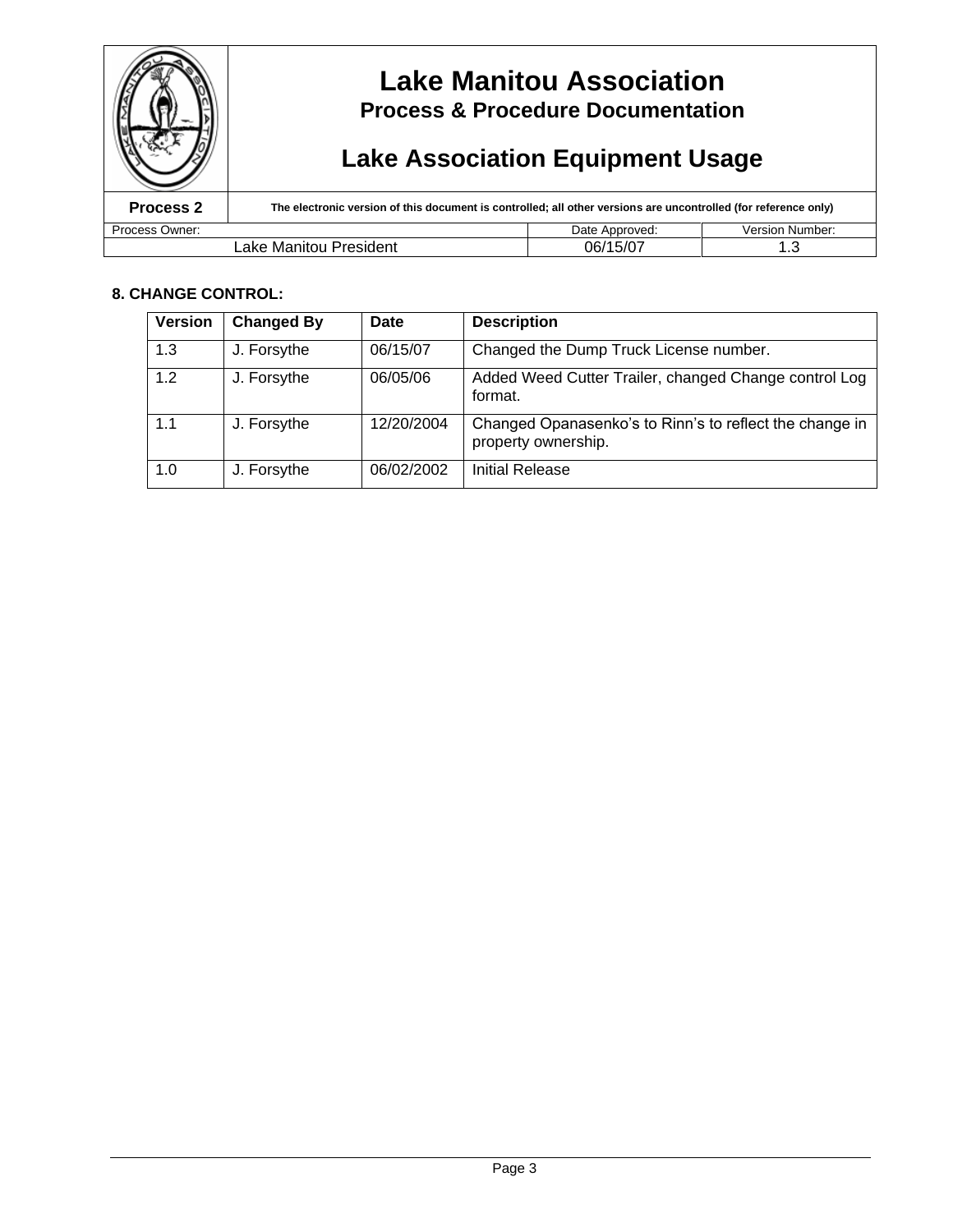**8. CHANGE CONTROL:**

| Version | Changed By | Date | Description |
|---|---|---|---|
| 1.3 | J. Forsythe | 06/15/07 | Changed the Dump Truck License number. |
| 1.2 | J. Forsythe | 06/05/06 | Added Weed Cutter Trailer, changed Change control Log format. |
| 1.1 | J. Forsythe | 12/20/2004 | Changed Opanasenko's to Rinn's to reflect the change in property ownership. |
| 1.0 | J. Forsythe | 06/02/2002 | Initial Release |